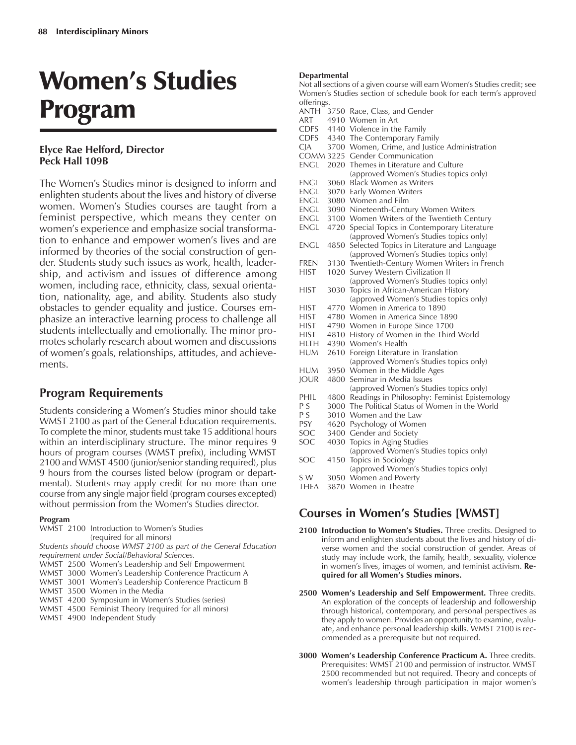# Women's Studies Program

**Elyce Rae Helford, Director**
**Peck Hall 109B**

The Women's Studies minor is designed to inform and enlighten students about the lives and history of diverse women. Women's Studies courses are taught from a feminist perspective, which means they center on women's experience and emphasize social transformation to enhance and empower women's lives and are informed by theories of the social construction of gender. Students study such issues as work, health, leadership, and activism and issues of difference among women, including race, ethnicity, class, sexual orientation, nationality, age, and ability. Students also study obstacles to gender equality and justice. Courses emphasize an interactive learning process to challenge all students intellectually and emotionally. The minor promotes scholarly research about women and discussions of women's goals, relationships, attitudes, and achievements.

## Program Requirements

Students considering a Women's Studies minor should take WMST 2100 as part of the General Education requirements. To complete the minor, students must take 15 additional hours within an interdisciplinary structure. The minor requires 9 hours of program courses (WMST prefix), including WMST 2100 and WMST 4500 (junior/senior standing required), plus 9 hours from the courses listed below (program or departmental). Students may apply credit for no more than one course from any single major field (program courses excepted) without permission from the Women's Studies director.

**Program**

WMST 2100 Introduction to Women's Studies (required for all minors)

*Students should choose WMST 2100 as part of the General Education requirement under Social/Behavioral Sciences.*

WMST 2500 Women's Leadership and Self Empowerment
WMST 3000 Women's Leadership Conference Practicum A
WMST 3001 Women's Leadership Conference Practicum B
WMST 3500 Women in the Media
WMST 4200 Symposium in Women's Studies (series)
WMST 4500 Feminist Theory (required for all minors)
WMST 4900 Independent Study

**Departmental**

Not all sections of a given course will earn Women's Studies credit; see Women's Studies section of schedule book for each term's approved offerings.

ANTH 3750 Race, Class, and Gender
ART 4910 Women in Art
CDFS 4140 Violence in the Family
CDFS 4340 The Contemporary Family
CJA 3700 Women, Crime, and Justice Administration
COMM 3225 Gender Communication
ENGL 2020 Themes in Literature and Culture (approved Women's Studies topics only)
ENGL 3060 Black Women as Writers
ENGL 3070 Early Women Writers
ENGL 3080 Women and Film
ENGL 3090 Nineteenth-Century Women Writers
ENGL 3100 Women Writers of the Twentieth Century
ENGL 4720 Special Topics in Contemporary Literature (approved Women's Studies topics only)
ENGL 4850 Selected Topics in Literature and Language (approved Women's Studies topics only)
FREN 3130 Twentieth-Century Women Writers in French
HIST 1020 Survey Western Civilization II (approved Women's Studies topics only)
HIST 3030 Topics in African-American History (approved Women's Studies topics only)
HIST 4770 Women in America to 1890
HIST 4780 Women in America Since 1890
HIST 4790 Women in Europe Since 1700
HIST 4810 History of Women in the Third World
HLTH 4390 Women's Health
HUM 2610 Foreign Literature in Translation (approved Women's Studies topics only)
HUM 3950 Women in the Middle Ages
JOUR 4800 Seminar in Media Issues (approved Women's Studies topics only)
PHIL 4800 Readings in Philosophy: Feminist Epistemology
P S 3000 The Political Status of Women in the World
P S 3010 Women and the Law
PSY 4620 Psychology of Women
SOC 3400 Gender and Society
SOC 4030 Topics in Aging Studies (approved Women's Studies topics only)
SOC 4150 Topics in Sociology (approved Women's Studies topics only)
S W 3050 Women and Poverty
THEA 3870 Women in Theatre

## Courses in Women's Studies [WMST]

**2100 Introduction to Women's Studies.** Three credits. Designed to inform and enlighten students about the lives and history of diverse women and the social construction of gender. Areas of study may include work, the family, health, sexuality, violence in women's lives, images of women, and feminist activism. **Required for all Women's Studies minors.**

**2500 Women's Leadership and Self Empowerment.** Three credits. An exploration of the concepts of leadership and followership through historical, contemporary, and personal perspectives as they apply to women. Provides an opportunity to examine, evaluate, and enhance personal leadership skills. WMST 2100 is recommended as a prerequisite but not required.

**3000 Women's Leadership Conference Practicum A.** Three credits. Prerequisites: WMST 2100 and permission of instructor. WMST 2500 recommended but not required. Theory and concepts of women's leadership through participation in major women's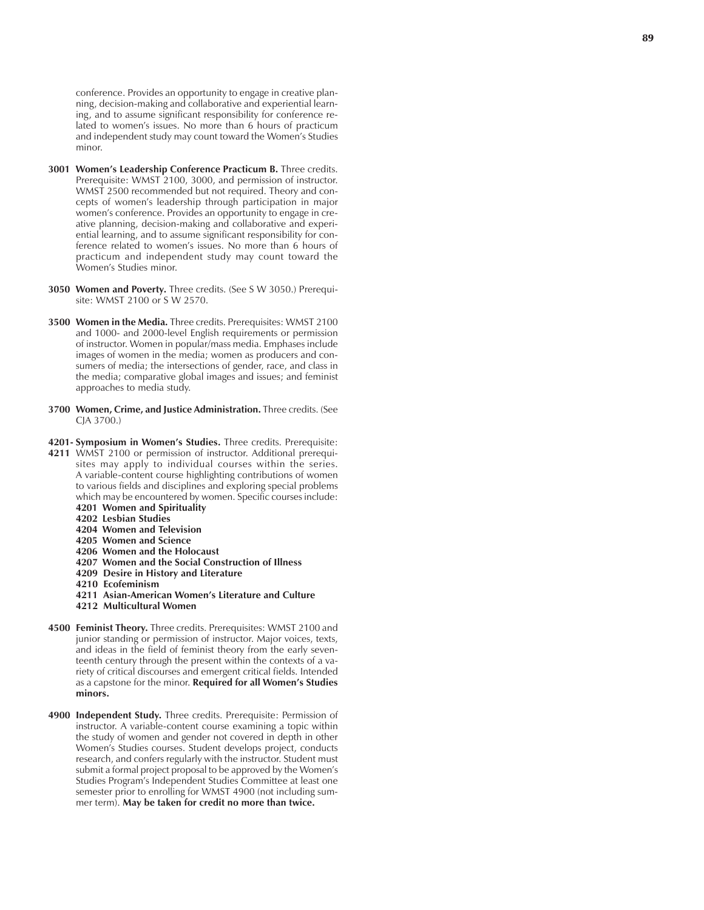conference. Provides an opportunity to engage in creative planning, decision-making and collaborative and experiential learning, and to assume significant responsibility for conference related to women's issues. No more than 6 hours of practicum and independent study may count toward the Women's Studies minor.

**3001 Women's Leadership Conference Practicum B.** Three credits. Prerequisite: WMST 2100, 3000, and permission of instructor. WMST 2500 recommended but not required. Theory and concepts of women's leadership through participation in major women's conference. Provides an opportunity to engage in creative planning, decision-making and collaborative and experiential learning, and to assume significant responsibility for conference related to women's issues. No more than 6 hours of practicum and independent study may count toward the Women's Studies minor.

**3050 Women and Poverty.** Three credits. (See S W 3050.) Prerequisite: WMST 2100 or S W 2570.

**3500 Women in the Media.** Three credits. Prerequisites: WMST 2100 and 1000- and 2000-level English requirements or permission of instructor. Women in popular/mass media. Emphases include images of women in the media; women as producers and consumers of media; the intersections of gender, race, and class in the media; comparative global images and issues; and feminist approaches to media study.

**3700 Women, Crime, and Justice Administration.** Three credits. (See CJA 3700.)

**4201- 4211 Symposium in Women's Studies.** Three credits. Prerequisite: WMST 2100 or permission of instructor. Additional prerequisites may apply to individual courses within the series. A variable-content course highlighting contributions of women to various fields and disciplines and exploring special problems which may be encountered by women. Specific courses include:

- **4201 Women and Spirituality**
- **4202 Lesbian Studies**
- **4204 Women and Television**
- **4205 Women and Science**
- **4206 Women and the Holocaust**
- **4207 Women and the Social Construction of Illness**
- **4209 Desire in History and Literature**
- **4210 Ecofeminism**
- **4211 Asian-American Women's Literature and Culture**
- **4212 Multicultural Women**

**4500 Feminist Theory.** Three credits. Prerequisites: WMST 2100 and junior standing or permission of instructor. Major voices, texts, and ideas in the field of feminist theory from the early seventeenth century through the present within the contexts of a variety of critical discourses and emergent critical fields. Intended as a capstone for the minor. **Required for all Women's Studies minors.**

**4900 Independent Study.** Three credits. Prerequisite: Permission of instructor. A variable-content course examining a topic within the study of women and gender not covered in depth in other Women's Studies courses. Student develops project, conducts research, and confers regularly with the instructor. Student must submit a formal project proposal to be approved by the Women's Studies Program's Independent Studies Committee at least one semester prior to enrolling for WMST 4900 (not including summer term). **May be taken for credit no more than twice.**